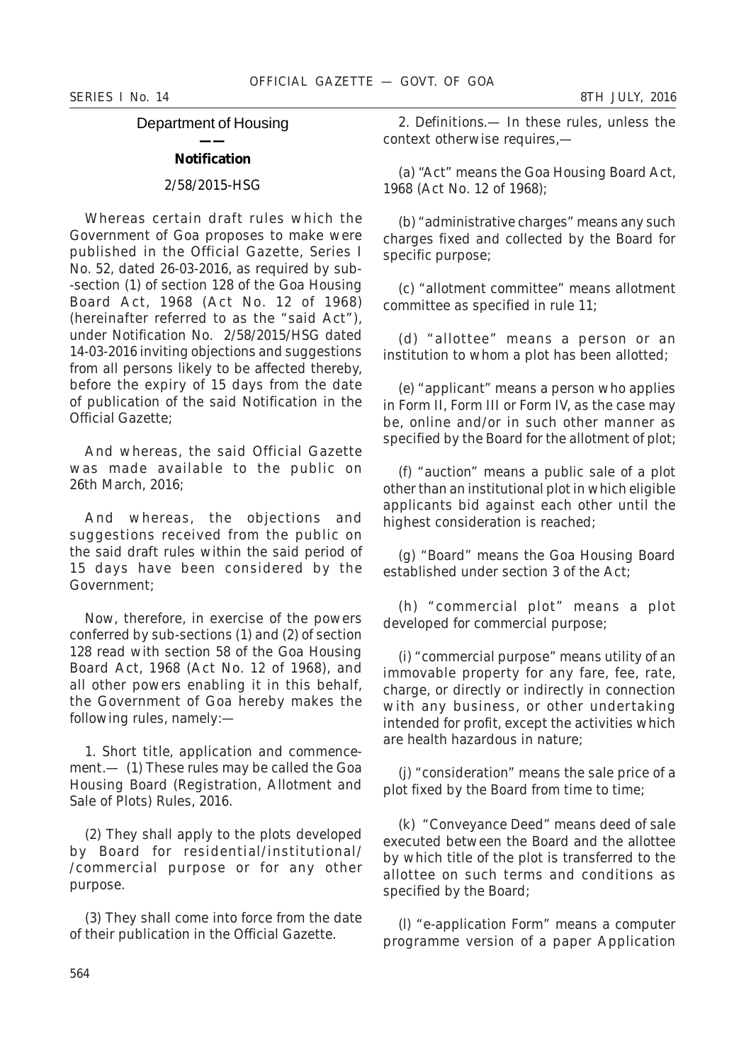## Department of Housing

**Notification**

2/58/2015-HSG

Whereas certain draft rules which the Government of Goa proposes to make were published in the Official Gazette, Series I No. 52, dated 26-03-2016, as required by sub--section (1) of section 128 of the Goa Housing Board Act, 1968 (Act No. 12 of 1968) (hereinafter referred to as the "said Act"), under Notification No. 2/58/2015/HSG dated 14-03-2016 inviting objections and suggestions from all persons likely to be affected thereby, before the expiry of 15 days from the date of publication of the said Notification in the Official Gazette;

And whereas, the said Official Gazette was made available to the public on 26th March, 2016;

And whereas, the objections and suggestions received from the public on the said draft rules within the said period of 15 days have been considered by the Government;

Now, therefore, in exercise of the powers conferred by sub-sections (1) and (2) of section 128 read with section 58 of the Goa Housing Board Act, 1968 (Act No. 12 of 1968), and all other powers enabling it in this behalf, the Government of Goa hereby makes the following rules, namely:—

1. Short title, application and commencement.— (1) These rules may be called the Goa Housing Board (Registration, Allotment and Sale of Plots) Rules, 2016.

(2) They shall apply to the plots developed by Board for residential/institutional/ /commercial purpose or for any other purpose.

(3) They shall come into force from the date of their publication in the Official Gazette.

2. Definitions.— In these rules, unless the context otherwise requires,—

(a) "Act" means the Goa Housing Board Act, 1968 (Act No. 12 of 1968);

(b) "administrative charges" means any such charges fixed and collected by the Board for specific purpose;

(c) "allotment committee" means allotment committee as specified in rule 11;

(d) "allottee" means a person or an institution to whom a plot has been allotted;

(e) "applicant" means a person who applies in Form II, Form III or Form IV, as the case may be, online and/or in such other manner as specified by the Board for the allotment of plot;

(f) "auction" means a public sale of a plot other than an institutional plot in which eligible applicants bid against each other until the highest consideration is reached;

(g) "Board" means the Goa Housing Board established under section 3 of the Act;

(h) "commercial plot" means a plot developed for commercial purpose;

(i) "commercial purpose" means utility of an immovable property for any fare, fee, rate, charge, or directly or indirectly in connection with any business, or other undertaking intended for profit, except the activities which are health hazardous in nature;

(j) "consideration" means the sale price of a plot fixed by the Board from time to time;

(k) "Conveyance Deed" means deed of sale executed between the Board and the allottee by which title of the plot is transferred to the allottee on such terms and conditions as specified by the Board;

(l) "e-application Form" means a computer programme version of a paper Application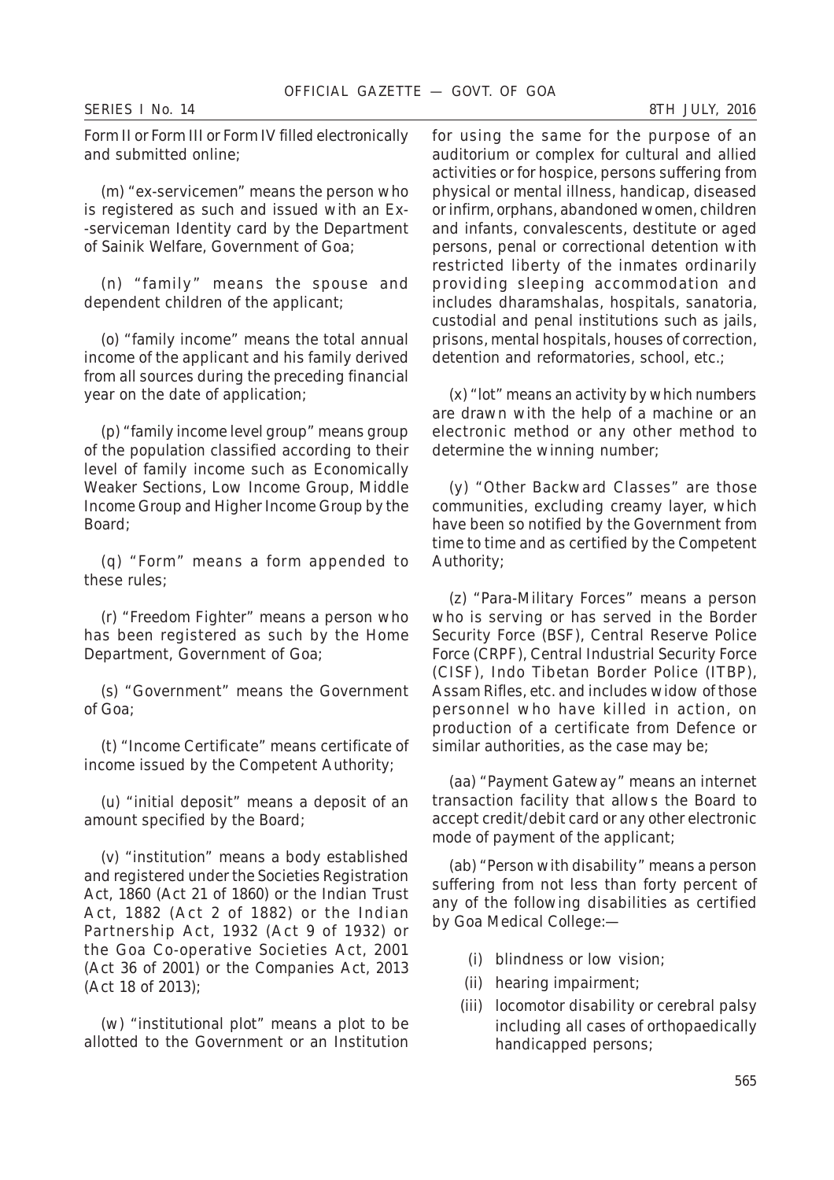Form II or Form III or Form IV filled electronically and submitted online;

(m) "ex-servicemen" means the person who is registered as such and issued with an Ex--serviceman Identity card by the Department of Sainik Welfare, Government of Goa;

(n) "family" means the spouse and dependent children of the applicant;

(o) "family income" means the total annual income of the applicant and his family derived from all sources during the preceding financial year on the date of application;

(p) "family income level group" means group of the population classified according to their level of family income such as Economically Weaker Sections, Low Income Group, Middle Income Group and Higher Income Group by the Board;

(q) "Form" means a form appended to these rules;

(r) "Freedom Fighter" means a person who has been registered as such by the Home Department, Government of Goa;

(s) "Government" means the Government of Goa;

(t) "Income Certificate" means certificate of income issued by the Competent Authority;

(u) "initial deposit" means a deposit of an amount specified by the Board;

(v) "institution" means a body established and registered under the Societies Registration Act, 1860 (Act 21 of 1860) or the Indian Trust Act, 1882 (Act 2 of 1882) or the Indian Partnership Act, 1932 (Act 9 of 1932) or the Goa Co-operative Societies Act, 2001 (Act 36 of 2001) or the Companies Act, 2013 (Act 18 of 2013);

(w) "institutional plot" means a plot to be allotted to the Government or an Institution for using the same for the purpose of an auditorium or complex for cultural and allied activities or for hospice, persons suffering from physical or mental illness, handicap, diseased or infirm, orphans, abandoned women, children and infants, convalescents, destitute or aged persons, penal or correctional detention with restricted liberty of the inmates ordinarily providing sleeping accommodation and includes dharamshalas, hospitals, sanatoria, custodial and penal institutions such as jails, prisons, mental hospitals, houses of correction, detention and reformatories, school, etc.;

(x) "lot" means an activity by which numbers are drawn with the help of a machine or an electronic method or any other method to determine the winning number;

(y) "Other Backward Classes" are those communities, excluding creamy layer, which have been so notified by the Government from time to time and as certified by the Competent Authority;

(z) "Para-Military Forces" means a person who is serving or has served in the Border Security Force (BSF), Central Reserve Police Force (CRPF), Central Industrial Security Force (CISF), Indo Tibetan Border Police (ITBP), Assam Rifles, etc. and includes widow of those personnel who have killed in action, on production of a certificate from Defence or similar authorities, as the case may be;

(aa) "Payment Gateway" means an internet transaction facility that allows the Board to accept credit/debit card or any other electronic mode of payment of the applicant;

(ab) "Person with disability" means a person suffering from not less than forty percent of any of the following disabilities as certified by Goa Medical College:—

(i) blindness or low vision;

(ii) hearing impairment;

(iii) locomotor disability or cerebral palsy including all cases of orthopaedically handicapped persons;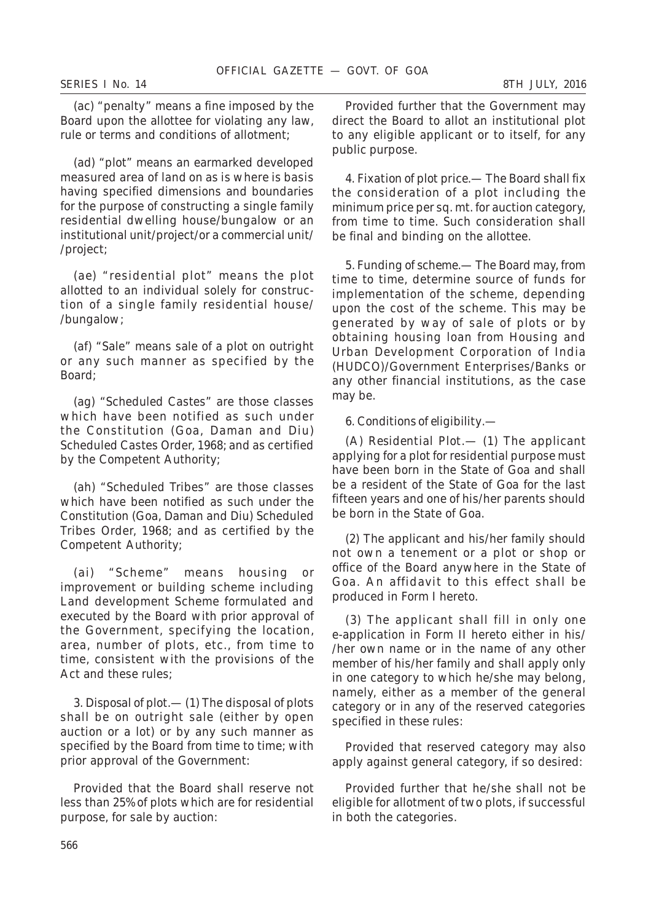(ac) "penalty" means a fine imposed by the Board upon the allottee for violating any law, rule or terms and conditions of allotment;

(ad) "plot" means an earmarked developed measured area of land on as is where is basis having specified dimensions and boundaries for the purpose of constructing a single family residential dwelling house/bungalow or an institutional unit/project/or a commercial unit/ /project;

(ae) "residential plot" means the plot allotted to an individual solely for construction of a single family residential house/ /bungalow;

(af) "Sale" means sale of a plot on outright or any such manner as specified by the Board;

(ag) "Scheduled Castes" are those classes which have been notified as such under the Constitution (Goa, Daman and Diu) Scheduled Castes Order, 1968; and as certified by the Competent Authority;

(ah) "Scheduled Tribes" are those classes which have been notified as such under the Constitution (Goa, Daman and Diu) Scheduled Tribes Order, 1968; and as certified by the Competent Authority;

(ai) "Scheme" means housing or improvement or building scheme including Land development Scheme formulated and executed by the Board with prior approval of the Government, specifying the location, area, number of plots, etc., from time to time, consistent with the provisions of the Act and these rules;

3. *Disposal of plot.*— (1) The disposal of plots shall be on outright sale (either by open auction or a lot) or by any such manner as specified by the Board from time to time; with prior approval of the Government:

Provided that the Board shall reserve not less than 25% of plots which are for residential purpose, for sale by auction:

Provided further that the Government may direct the Board to allot an institutional plot to any eligible applicant or to itself, for any public purpose.

4. *Fixation of plot price.*— The Board shall fix the consideration of a plot including the minimum price per sq. mt. for auction category, from time to time. Such consideration shall be final and binding on the allottee.

5. *Funding of scheme.*— The Board may, from time to time, determine source of funds for implementation of the scheme, depending upon the cost of the scheme. This may be generated by way of sale of plots or by obtaining housing loan from Housing and Urban Development Corporation of India (HUDCO)/Government Enterprises/Banks or any other financial institutions, as the case may be.

6. *Conditions of eligibility.*—

(A) *Residential Plot.*— (1) The applicant applying for a plot for residential purpose must have been born in the State of Goa and shall be a resident of the State of Goa for the last fifteen years and one of his/her parents should be born in the State of Goa.

(2) The applicant and his/her family should not own a tenement or a plot or shop or office of the Board anywhere in the State of Goa. An affidavit to this effect shall be produced in Form I hereto.

(3) The applicant shall fill in only one e-application in Form II hereto either in his/ /her own name or in the name of any other member of his/her family and shall apply only in one category to which he/she may belong, namely, either as a member of the general category or in any of the reserved categories specified in these rules:

Provided that reserved category may also apply against general category, if so desired:

Provided further that he/she shall not be eligible for allotment of two plots, if successful in both the categories.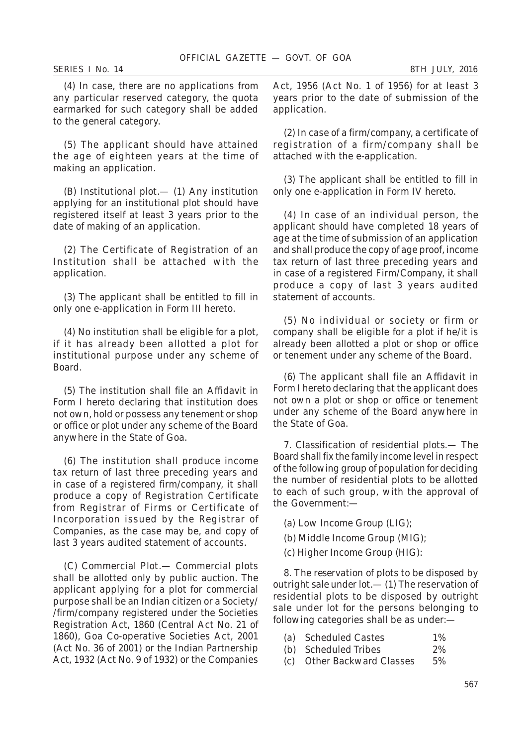(4) In case, there are no applications from any particular reserved category, the quota earmarked for such category shall be added to the general category.

(5) The applicant should have attained the age of eighteen years at the time of making an application.

(B) *Institutional plot.*— (1) Any institution applying for an institutional plot should have registered itself at least 3 years prior to the date of making of an application.

(2) The Certificate of Registration of an Institution shall be attached with the application.

(3) The applicant shall be entitled to fill in only one e-application in Form III hereto.

(4) No institution shall be eligible for a plot, if it has already been allotted a plot for institutional purpose under any scheme of Board.

(5) The institution shall file an Affidavit in Form I hereto declaring that institution does not own, hold or possess any tenement or shop or office or plot under any scheme of the Board anywhere in the State of Goa.

(6) The institution shall produce income tax return of last three preceding years and in case of a registered firm/company, it shall produce a copy of Registration Certificate from Registrar of Firms or Certificate of Incorporation issued by the Registrar of Companies, as the case may be, and copy of last 3 years audited statement of accounts.

(C) *Commercial Plot.*— Commercial plots shall be allotted only by public auction. The applicant applying for a plot for commercial purpose shall be an Indian citizen or a Society/ /firm/company registered under the Societies Registration Act, 1860 (Central Act No. 21 of 1860), Goa Co-operative Societies Act, 2001 (Act No. 36 of 2001) or the Indian Partnership Act, 1932 (Act No. 9 of 1932) or the Companies Act, 1956 (Act No. 1 of 1956) for at least 3 years prior to the date of submission of the application.

(2) In case of a firm/company, a certificate of registration of a firm/company shall be attached with the e-application.

(3) The applicant shall be entitled to fill in only one e-application in Form IV hereto.

(4) In case of an individual person, the applicant should have completed 18 years of age at the time of submission of an application and shall produce the copy of age proof, income tax return of last three preceding years and in case of a registered Firm/Company, it shall produce a copy of last 3 years audited statement of accounts.

(5) No individual or society or firm or company shall be eligible for a plot if he/it is already been allotted a plot or shop or office or tenement under any scheme of the Board.

(6) The applicant shall file an Affidavit in Form I hereto declaring that the applicant does not own a plot or shop or office or tenement under any scheme of the Board anywhere in the State of Goa.

7. *Classification of residential plots.*— The Board shall fix the family income level in respect of the following group of population for deciding the number of residential plots to be allotted to each of such group, with the approval of the Government:—

(a) Low Income Group (LIG);

(b) Middle Income Group (MIG);

(c) Higher Income Group (HIG):

8. *The reservation of plots to be disposed by outright sale under lot.*— (1) The reservation of residential plots to be disposed by outright sale under lot for the persons belonging to following categories shall be as under:—

| | | |
|---|---|---|
| (a) | Scheduled Castes | 1% |
| (b) | Scheduled Tribes | 2% |
| (c) | Other Backward Classes | 5% |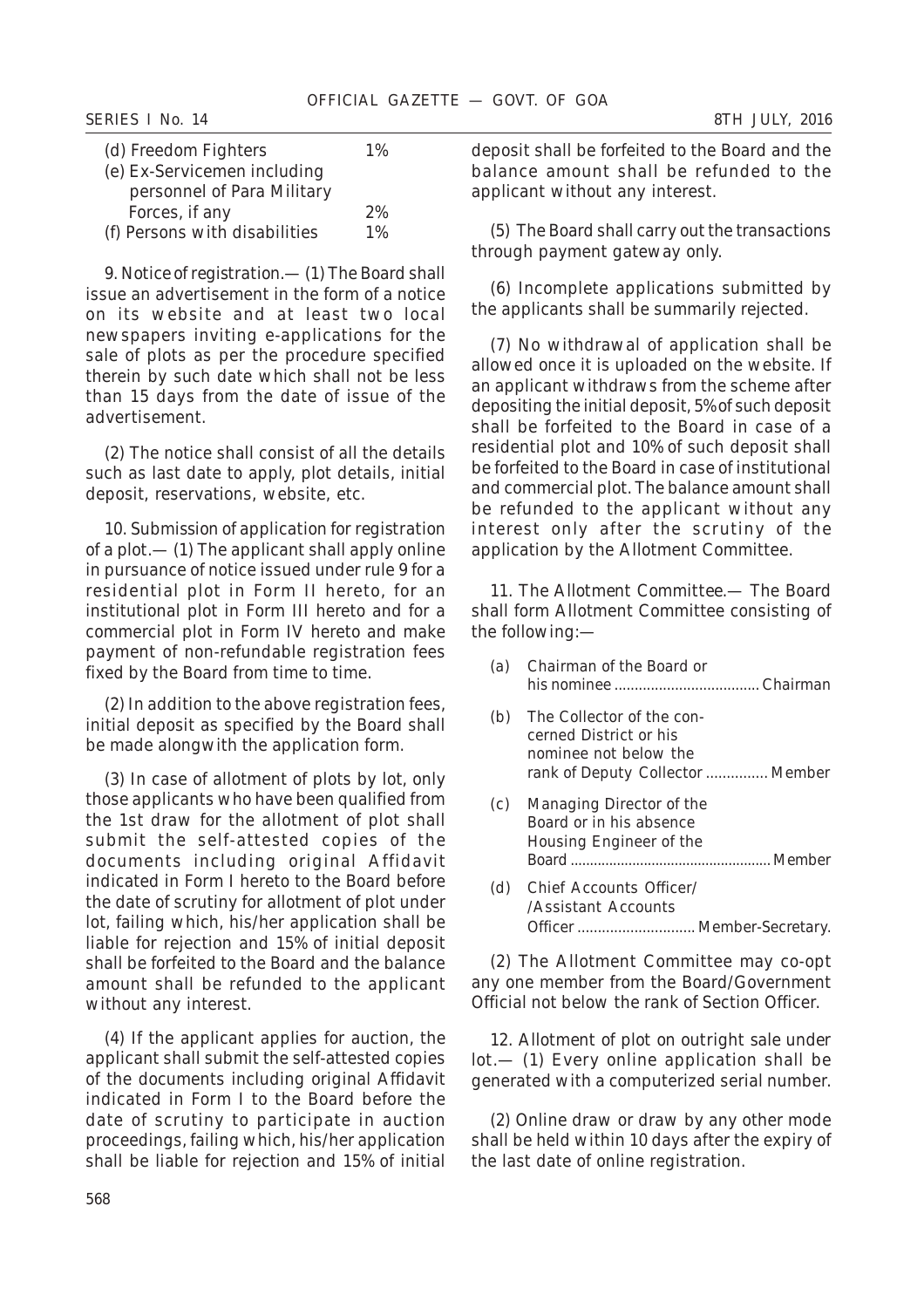| | |
|---|---|
| (d) Freedom Fighters | 1% |
| (e) Ex-Servicemen including personnel of Para Military Forces, if any | 2% |
| (f) Persons with disabilities | 1% |

9. *Notice of registration*.— (1) The Board shall issue an advertisement in the form of a notice on its website and at least two local newspapers inviting e-applications for the sale of plots as per the procedure specified therein by such date which shall not be less than 15 days from the date of issue of the advertisement.

(2) The notice shall consist of all the details such as last date to apply, plot details, initial deposit, reservations, website, etc.

10. *Submission of application for registration of a plot*.— (1) The applicant shall apply online in pursuance of notice issued under rule 9 for a residential plot in Form II hereto, for an institutional plot in Form III hereto and for a commercial plot in Form IV hereto and make payment of non-refundable registration fees fixed by the Board from time to time.

(2) In addition to the above registration fees, initial deposit as specified by the Board shall be made alongwith the application form.

(3) In case of allotment of plots by lot, only those applicants who have been qualified from the 1st draw for the allotment of plot shall submit the self-attested copies of the documents including original Affidavit indicated in Form I hereto to the Board before the date of scrutiny for allotment of plot under lot, failing which, his/her application shall be liable for rejection and 15% of initial deposit shall be forfeited to the Board and the balance amount shall be refunded to the applicant without any interest.

(4) If the applicant applies for auction, the applicant shall submit the self-attested copies of the documents including original Affidavit indicated in Form I to the Board before the date of scrutiny to participate in auction proceedings, failing which, his/her application shall be liable for rejection and 15% of initial deposit shall be forfeited to the Board and the balance amount shall be refunded to the applicant without any interest.

(5) The Board shall carry out the transactions through payment gateway only.

(6) Incomplete applications submitted by the applicants shall be summarily rejected.

(7) No withdrawal of application shall be allowed once it is uploaded on the website. If an applicant withdraws from the scheme after depositing the initial deposit, 5% of such deposit shall be forfeited to the Board in case of a residential plot and 10% of such deposit shall be forfeited to the Board in case of institutional and commercial plot. The balance amount shall be refunded to the applicant without any interest only after the scrutiny of the application by the Allotment Committee.

11. *The Allotment Committee*.— The Board shall form Allotment Committee consisting of the following:—

(a) Chairman of the Board or his nominee .................................... Chairman

(b) The Collector of the concerned District or his nominee not below the rank of Deputy Collector ............... Member

(c) Managing Director of the Board or in his absence Housing Engineer of the Board ................................................... Member

(d) Chief Accounts Officer/ /Assistant Accounts Officer ............................. Member-Secretary.

(2) The Allotment Committee may co-opt any one member from the Board/Government Official not below the rank of Section Officer.

12. *Allotment of plot on outright sale under lot*.— (1) Every online application shall be generated with a computerized serial number.

(2) Online draw or draw by any other mode shall be held within 10 days after the expiry of the last date of online registration.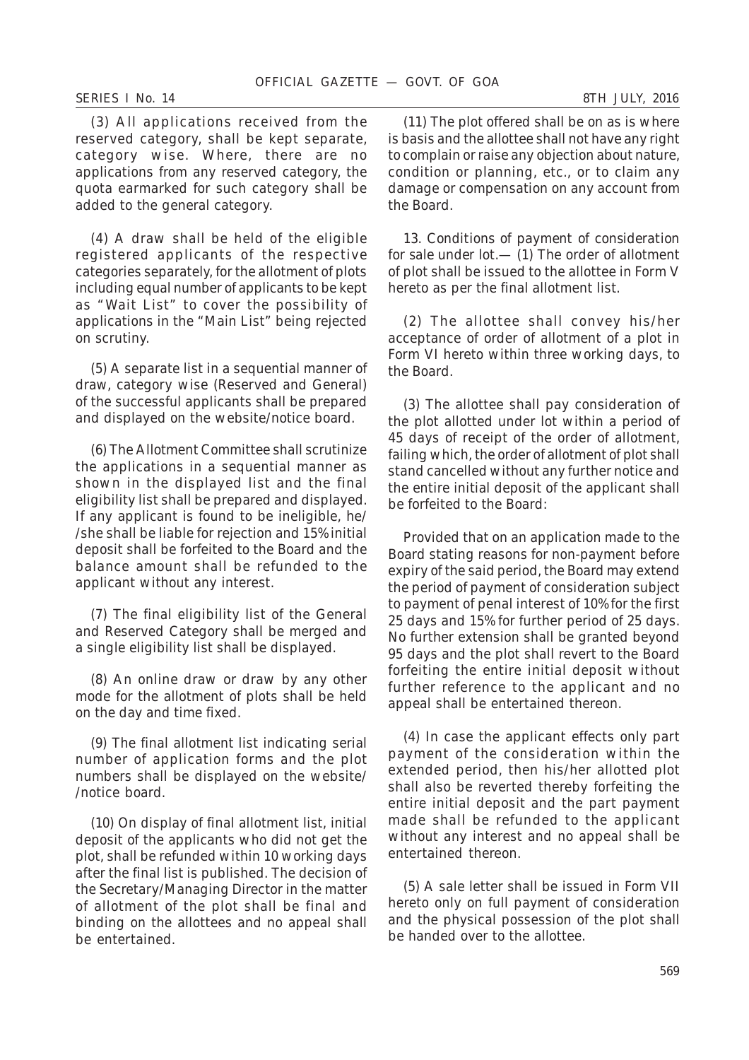(3) All applications received from the reserved category, shall be kept separate, category wise. Where, there are no applications from any reserved category, the quota earmarked for such category shall be added to the general category.

(4) A draw shall be held of the eligible registered applicants of the respective categories separately, for the allotment of plots including equal number of applicants to be kept as "Wait List" to cover the possibility of applications in the "Main List" being rejected on scrutiny.

(5) A separate list in a sequential manner of draw, category wise (Reserved and General) of the successful applicants shall be prepared and displayed on the website/notice board.

(6) The Allotment Committee shall scrutinize the applications in a sequential manner as shown in the displayed list and the final eligibility list shall be prepared and displayed. If any applicant is found to be ineligible, he/ /she shall be liable for rejection and 15% initial deposit shall be forfeited to the Board and the balance amount shall be refunded to the applicant without any interest.

(7) The final eligibility list of the General and Reserved Category shall be merged and a single eligibility list shall be displayed.

(8) An online draw or draw by any other mode for the allotment of plots shall be held on the day and time fixed.

(9) The final allotment list indicating serial number of application forms and the plot numbers shall be displayed on the website/ /notice board.

(10) On display of final allotment list, initial deposit of the applicants who did not get the plot, shall be refunded within 10 working days after the final list is published. The decision of the Secretary/Managing Director in the matter of allotment of the plot shall be final and binding on the allottees and no appeal shall be entertained.

(11) The plot offered shall be on as is where is basis and the allottee shall not have any right to complain or raise any objection about nature, condition or planning, etc., or to claim any damage or compensation on any account from the Board.

13. Conditions of payment of consideration for sale under lot.— (1) The order of allotment of plot shall be issued to the allottee in Form V hereto as per the final allotment list.

(2) The allottee shall convey his/her acceptance of order of allotment of a plot in Form VI hereto within three working days, to the Board.

(3) The allottee shall pay consideration of the plot allotted under lot within a period of 45 days of receipt of the order of allotment, failing which, the order of allotment of plot shall stand cancelled without any further notice and the entire initial deposit of the applicant shall be forfeited to the Board:

Provided that on an application made to the Board stating reasons for non-payment before expiry of the said period, the Board may extend the period of payment of consideration subject to payment of penal interest of 10% for the first 25 days and 15% for further period of 25 days. No further extension shall be granted beyond 95 days and the plot shall revert to the Board forfeiting the entire initial deposit without further reference to the applicant and no appeal shall be entertained thereon.

(4) In case the applicant effects only part payment of the consideration within the extended period, then his/her allotted plot shall also be reverted thereby forfeiting the entire initial deposit and the part payment made shall be refunded to the applicant without any interest and no appeal shall be entertained thereon.

(5) A sale letter shall be issued in Form VII hereto only on full payment of consideration and the physical possession of the plot shall be handed over to the allottee.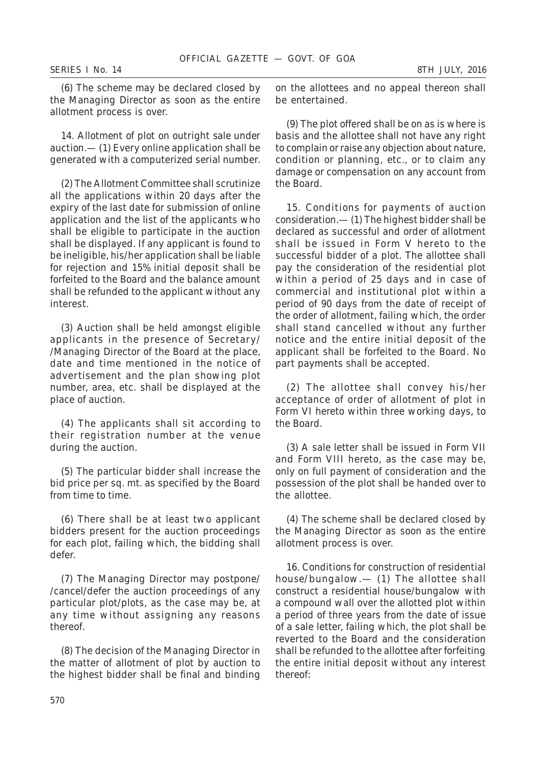(6) The scheme may be declared closed by the Managing Director as soon as the entire allotment process is over.

14. Allotment of plot on outright sale under auction.— (1) Every online application shall be generated with a computerized serial number.

(2) The Allotment Committee shall scrutinize all the applications within 20 days after the expiry of the last date for submission of online application and the list of the applicants who shall be eligible to participate in the auction shall be displayed. If any applicant is found to be ineligible, his/her application shall be liable for rejection and 15% initial deposit shall be forfeited to the Board and the balance amount shall be refunded to the applicant without any interest.

(3) Auction shall be held amongst eligible applicants in the presence of Secretary/ /Managing Director of the Board at the place, date and time mentioned in the notice of advertisement and the plan showing plot number, area, etc. shall be displayed at the place of auction.

(4) The applicants shall sit according to their registration number at the venue during the auction.

(5) The particular bidder shall increase the bid price per sq. mt. as specified by the Board from time to time.

(6) There shall be at least two applicant bidders present for the auction proceedings for each plot, failing which, the bidding shall defer.

(7) The Managing Director may postpone/ /cancel/defer the auction proceedings of any particular plot/plots, as the case may be, at any time without assigning any reasons thereof.

(8) The decision of the Managing Director in the matter of allotment of plot by auction to the highest bidder shall be final and binding on the allottees and no appeal thereon shall be entertained.

(9) The plot offered shall be on as is where is basis and the allottee shall not have any right to complain or raise any objection about nature, condition or planning, etc., or to claim any damage or compensation on any account from the Board.

15. Conditions for payments of auction consideration.— (1) The highest bidder shall be declared as successful and order of allotment shall be issued in Form V hereto to the successful bidder of a plot. The allottee shall pay the consideration of the residential plot within a period of 25 days and in case of commercial and institutional plot within a period of 90 days from the date of receipt of the order of allotment, failing which, the order shall stand cancelled without any further notice and the entire initial deposit of the applicant shall be forfeited to the Board. No part payments shall be accepted.

(2) The allottee shall convey his/her acceptance of order of allotment of plot in Form VI hereto within three working days, to the Board.

(3) A sale letter shall be issued in Form VII and Form VIII hereto, as the case may be, only on full payment of consideration and the possession of the plot shall be handed over to the allottee.

(4) The scheme shall be declared closed by the Managing Director as soon as the entire allotment process is over.

16. Conditions for construction of residential house/bungalow.— (1) The allottee shall construct a residential house/bungalow with a compound wall over the allotted plot within a period of three years from the date of issue of a sale letter, failing which, the plot shall be reverted to the Board and the consideration shall be refunded to the allottee after forfeiting the entire initial deposit without any interest thereof: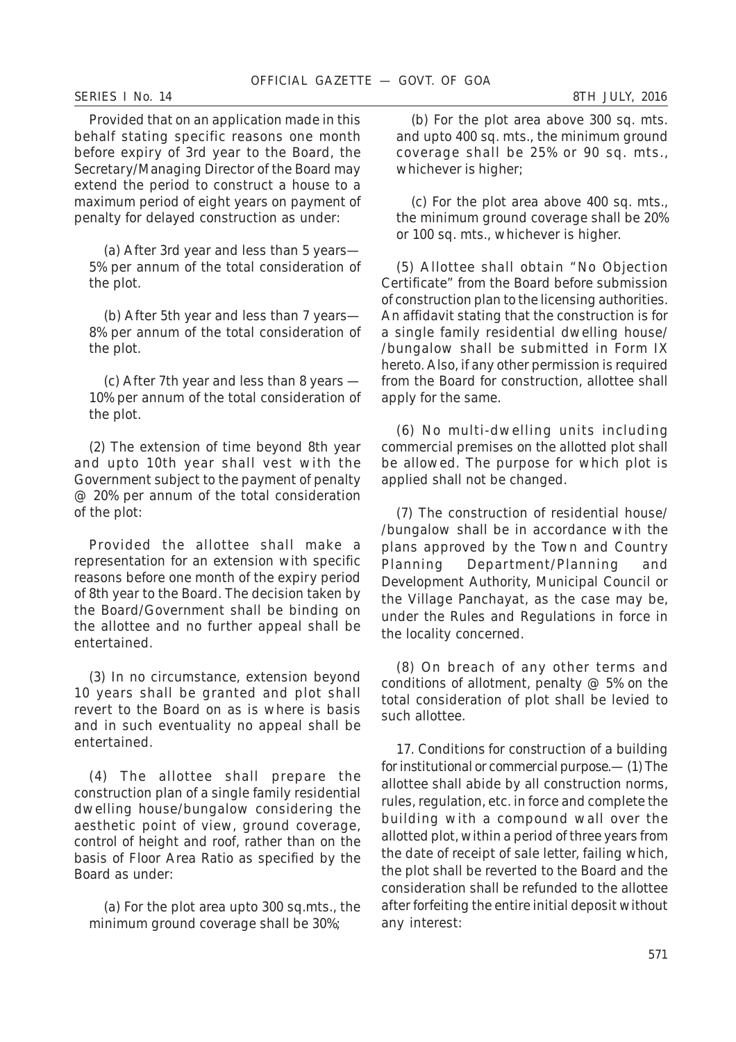Provided that on an application made in this behalf stating specific reasons one month before expiry of 3rd year to the Board, the Secretary/Managing Director of the Board may extend the period to construct a house to a maximum period of eight years on payment of penalty for delayed construction as under:

(a) After 3rd year and less than 5 years— 5% per annum of the total consideration of the plot.

(b) After 5th year and less than 7 years— 8% per annum of the total consideration of the plot.

(c) After 7th year and less than 8 years — 10% per annum of the total consideration of the plot.

(2) The extension of time beyond 8th year and upto 10th year shall vest with the Government subject to the payment of penalty @ 20% per annum of the total consideration of the plot:

Provided the allottee shall make a representation for an extension with specific reasons before one month of the expiry period of 8th year to the Board. The decision taken by the Board/Government shall be binding on the allottee and no further appeal shall be entertained.

(3) In no circumstance, extension beyond 10 years shall be granted and plot shall revert to the Board on as is where is basis and in such eventuality no appeal shall be entertained.

(4) The allottee shall prepare the construction plan of a single family residential dwelling house/bungalow considering the aesthetic point of view, ground coverage, control of height and roof, rather than on the basis of Floor Area Ratio as specified by the Board as under:

(a) For the plot area upto 300 sq.mts., the minimum ground coverage shall be 30%;

(b) For the plot area above 300 sq. mts. and upto 400 sq. mts., the minimum ground coverage shall be 25% or 90 sq. mts., whichever is higher;

(c) For the plot area above 400 sq. mts., the minimum ground coverage shall be 20% or 100 sq. mts., whichever is higher.

(5) Allottee shall obtain "No Objection Certificate" from the Board before submission of construction plan to the licensing authorities. An affidavit stating that the construction is for a single family residential dwelling house/ /bungalow shall be submitted in Form IX hereto. Also, if any other permission is required from the Board for construction, allottee shall apply for the same.

(6) No multi-dwelling units including commercial premises on the allotted plot shall be allowed. The purpose for which plot is applied shall not be changed.

(7) The construction of residential house/ /bungalow shall be in accordance with the plans approved by the Town and Country Planning Department/Planning and Development Authority, Municipal Council or the Village Panchayat, as the case may be, under the Rules and Regulations in force in the locality concerned.

(8) On breach of any other terms and conditions of allotment, penalty @ 5% on the total consideration of plot shall be levied to such allottee.

17. *Conditions for construction of a building for institutional or commercial purpose.*— (1) The allottee shall abide by all construction norms, rules, regulation, etc. in force and complete the building with a compound wall over the allotted plot, within a period of three years from the date of receipt of sale letter, failing which, the plot shall be reverted to the Board and the consideration shall be refunded to the allottee after forfeiting the entire initial deposit without any interest: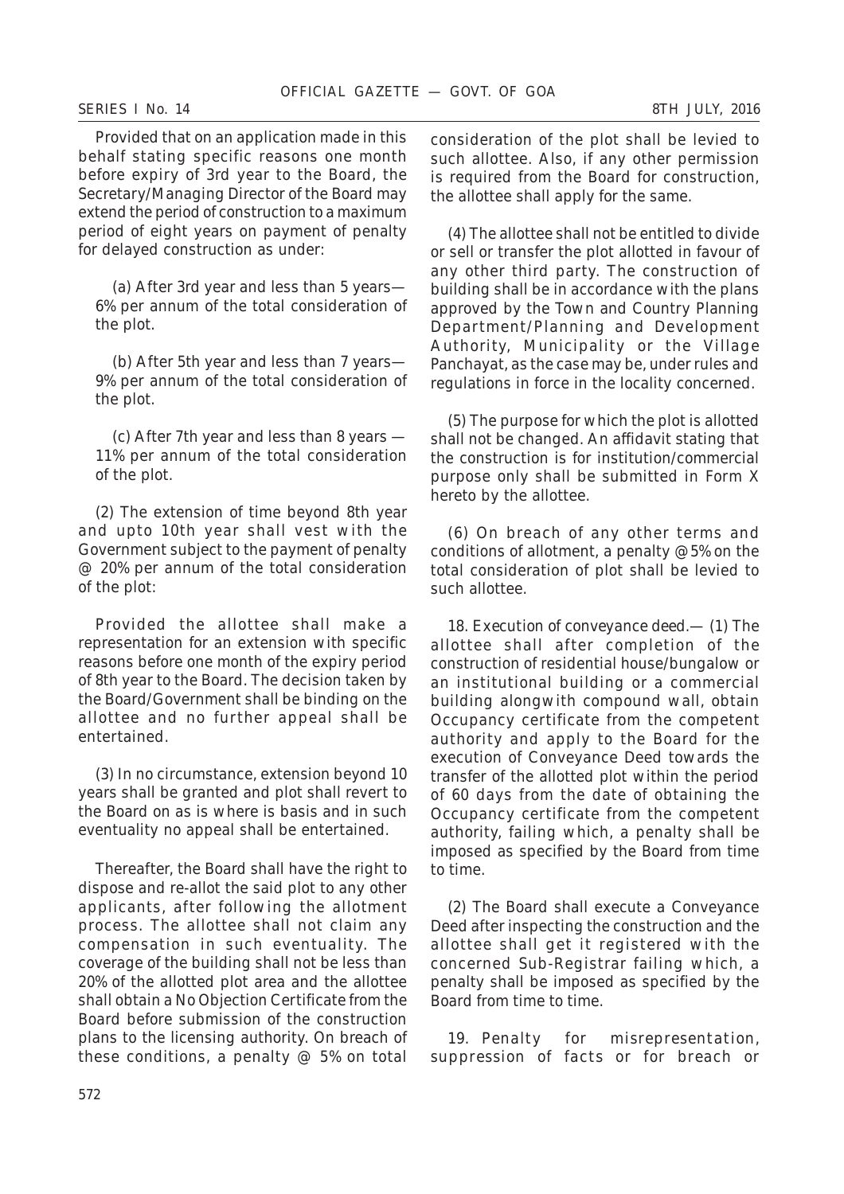Provided that on an application made in this behalf stating specific reasons one month before expiry of 3rd year to the Board, the Secretary/Managing Director of the Board may extend the period of construction to a maximum period of eight years on payment of penalty for delayed construction as under:

(a) After 3rd year and less than 5 years— 6% per annum of the total consideration of the plot.

(b) After 5th year and less than 7 years— 9% per annum of the total consideration of the plot.

(c) After 7th year and less than 8 years — 11% per annum of the total consideration of the plot.

(2) The extension of time beyond 8th year and upto 10th year shall vest with the Government subject to the payment of penalty @ 20% per annum of the total consideration of the plot:

Provided the allottee shall make a representation for an extension with specific reasons before one month of the expiry period of 8th year to the Board. The decision taken by the Board/Government shall be binding on the allottee and no further appeal shall be entertained.

(3) In no circumstance, extension beyond 10 years shall be granted and plot shall revert to the Board on as is where is basis and in such eventuality no appeal shall be entertained.

Thereafter, the Board shall have the right to dispose and re-allot the said plot to any other applicants, after following the allotment process. The allottee shall not claim any compensation in such eventuality. The coverage of the building shall not be less than 20% of the allotted plot area and the allottee shall obtain a No Objection Certificate from the Board before submission of the construction plans to the licensing authority. On breach of these conditions, a penalty @ 5% on total consideration of the plot shall be levied to such allottee. Also, if any other permission is required from the Board for construction, the allottee shall apply for the same.

(4) The allottee shall not be entitled to divide or sell or transfer the plot allotted in favour of any other third party. The construction of building shall be in accordance with the plans approved by the Town and Country Planning Department/Planning and Development Authority, Municipality or the Village Panchayat, as the case may be, under rules and regulations in force in the locality concerned.

(5) The purpose for which the plot is allotted shall not be changed. An affidavit stating that the construction is for institution/commercial purpose only shall be submitted in Form X hereto by the allottee.

(6) On breach of any other terms and conditions of allotment, a penalty @5% on the total consideration of plot shall be levied to such allottee.

18. *Execution of conveyance deed*.— (1) The allottee shall after completion of the construction of residential house/bungalow or an institutional building or a commercial building alongwith compound wall, obtain Occupancy certificate from the competent authority and apply to the Board for the execution of Conveyance Deed towards the transfer of the allotted plot within the period of 60 days from the date of obtaining the Occupancy certificate from the competent authority, failing which, a penalty shall be imposed as specified by the Board from time to time.

(2) The Board shall execute a Conveyance Deed after inspecting the construction and the allottee shall get it registered with the concerned Sub-Registrar failing which, a penalty shall be imposed as specified by the Board from time to time.

19. *Penalty for misrepresentation, suppression of facts or for breach or*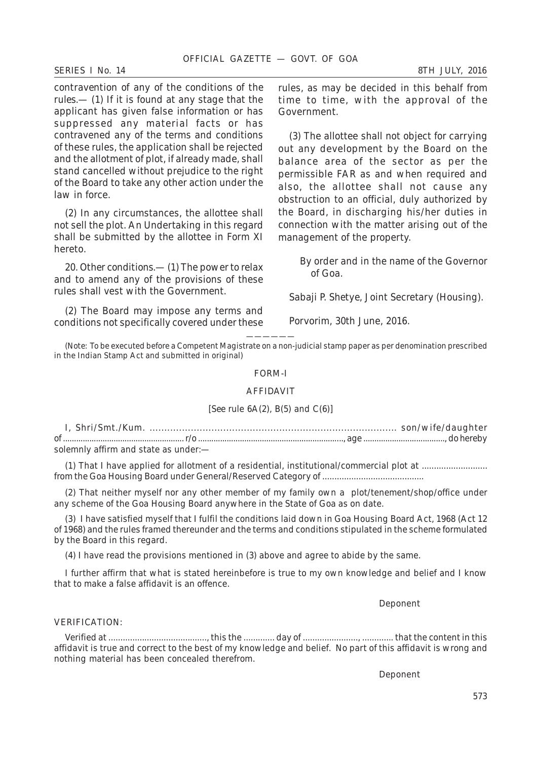contravention of any of the conditions of the rules.— (1) If it is found at any stage that the applicant has given false information or has suppressed any material facts or has contravened any of the terms and conditions of these rules, the application shall be rejected and the allotment of plot, if already made, shall stand cancelled without prejudice to the right of the Board to take any other action under the law in force.

(2) In any circumstances, the allottee shall not sell the plot. An Undertaking in this regard shall be submitted by the allottee in Form XI hereto.

20. Other conditions.— (1) The power to relax and to amend any of the provisions of these rules shall vest with the Government.

(2) The Board may impose any terms and conditions not specifically covered under these rules, as may be decided in this behalf from time to time, with the approval of the Government.

(3) The allottee shall not object for carrying out any development by the Board on the balance area of the sector as per the permissible FAR as and when required and also, the allottee shall not cause any obstruction to an official, duly authorized by the Board, in discharging his/her duties in connection with the matter arising out of the management of the property.

By order and in the name of the Governor of Goa.

Sabaji P. Shetye, Joint Secretary (Housing).

Porvorim, 30th June, 2016.

——————

(Note: To be executed before a Competent Magistrate on a non-judicial stamp paper as per denomination prescribed in the Indian Stamp Act and submitted in original)

FORM-I

AFFIDAVIT

[See rule 6A(2), B(5) and C(6)]

I, Shri/Smt./Kum. ..................................................................................... son/wife/daughter of ...................................................... r/o .................................................................., age ....................................., do hereby solemnly affirm and state as under:—

(1) That I have applied for allotment of a residential, institutional/commercial plot at ........................... from the Goa Housing Board under General/Reserved Category of ..........................................

(2) That neither myself nor any other member of my family own a plot/tenement/shop/office under any scheme of the Goa Housing Board anywhere in the State of Goa as on date.

(3) I have satisfied myself that I fulfil the conditions laid down in Goa Housing Board Act, 1968 (Act 12 of 1968) and the rules framed thereunder and the terms and conditions stipulated in the scheme formulated by the Board in this regard.

(4) I have read the provisions mentioned in (3) above and agree to abide by the same.

I further affirm that what is stated hereinbefore is true to my own knowledge and belief and I know that to make a false affidavit is an offence.

Deponent

VERIFICATION:

Verified at ........................................., this the ............. day of ......................., ............. that the content in this affidavit is true and correct to the best of my knowledge and belief. No part of this affidavit is wrong and nothing material has been concealed therefrom.

Deponent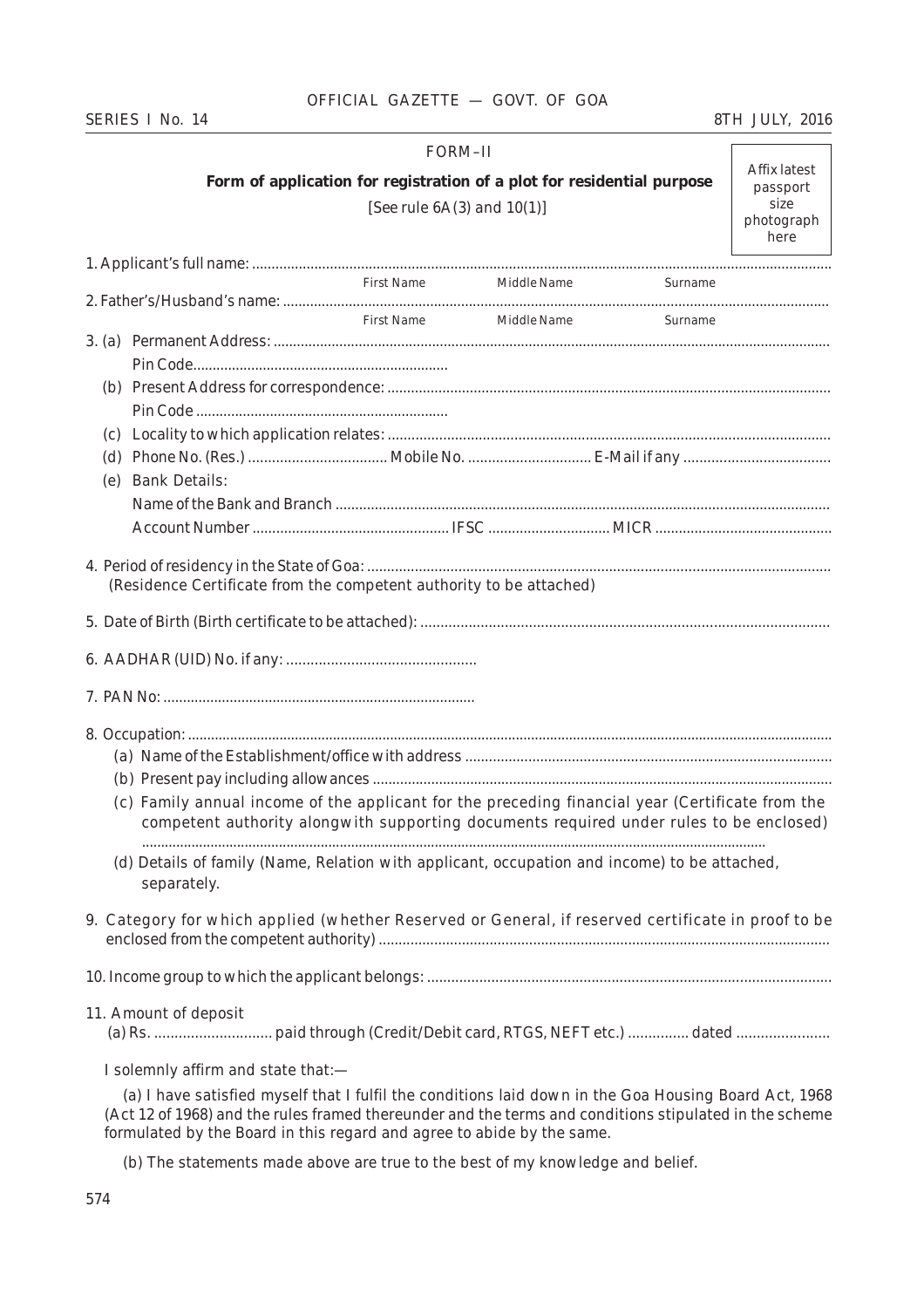FORM–II

**Form of application for registration of a plot for residential purpose**

[See rule 6A(3) and 10(1)]

Affix latest passport size photograph here

1. Applicant's full name: ..........................................................................................................................................
   First Name Middle Name Surname

2. Father's/Husband's name: ....................................................................................................................................
   First Name Middle Name Surname

3. (a) Permanent Address: ......................................................................................................................................
   Pin Code.................................................................

   (b) Present Address for correspondence: ...............................................................................................................
   Pin Code ................................................................

   (c) Locality to which application relates: ..............................................................................................................

   (d) Phone No. (Res.) .................................. Mobile No. .............................. E-Mail if any ....................................

   (e) Bank Details:
   Name of the Bank and Branch ..............................................................................................................................
   Account Number ................................................. IFSC .............................. MICR ...........................................

4. Period of residency in the State of Goa: ....................................................................................................................
   (Residence Certificate from the competent authority to be attached)

5. Date of Birth (Birth certificate to be attached): .....................................................................................................

6. AADHAR (UID) No. if any: ...............................................

7. PAN No: ...............................................................................

8. Occupation: ...................................................................................................................................................
   (a) Name of the Establishment/office with address ...........................................................................................
   (b) Present pay including allowances ....................................................................................................................
   (c) Family annual income of the applicant for the preceding financial year (Certificate from the competent authority alongwith supporting documents required under rules to be enclosed) ..............................................................................................................................................................
   (d) Details of family (Name, Relation with applicant, occupation and income) to be attached, separately.

9. Category for which applied (whether Reserved or General, if reserved certificate in proof to be enclosed from the competent authority) ................................................................................................................

10. Income group to which the applicant belongs: ...................................................................................................

11. Amount of deposit
    (a) Rs. ............................ paid through (Credit/Debit card, RTGS, NEFT etc.) .............. dated .......................

I solemnly affirm and state that:—

(a) I have satisfied myself that I fulfil the conditions laid down in the Goa Housing Board Act, 1968 (Act 12 of 1968) and the rules framed thereunder and the terms and conditions stipulated in the scheme formulated by the Board in this regard and agree to abide by the same.

(b) The statements made above are true to the best of my knowledge and belief.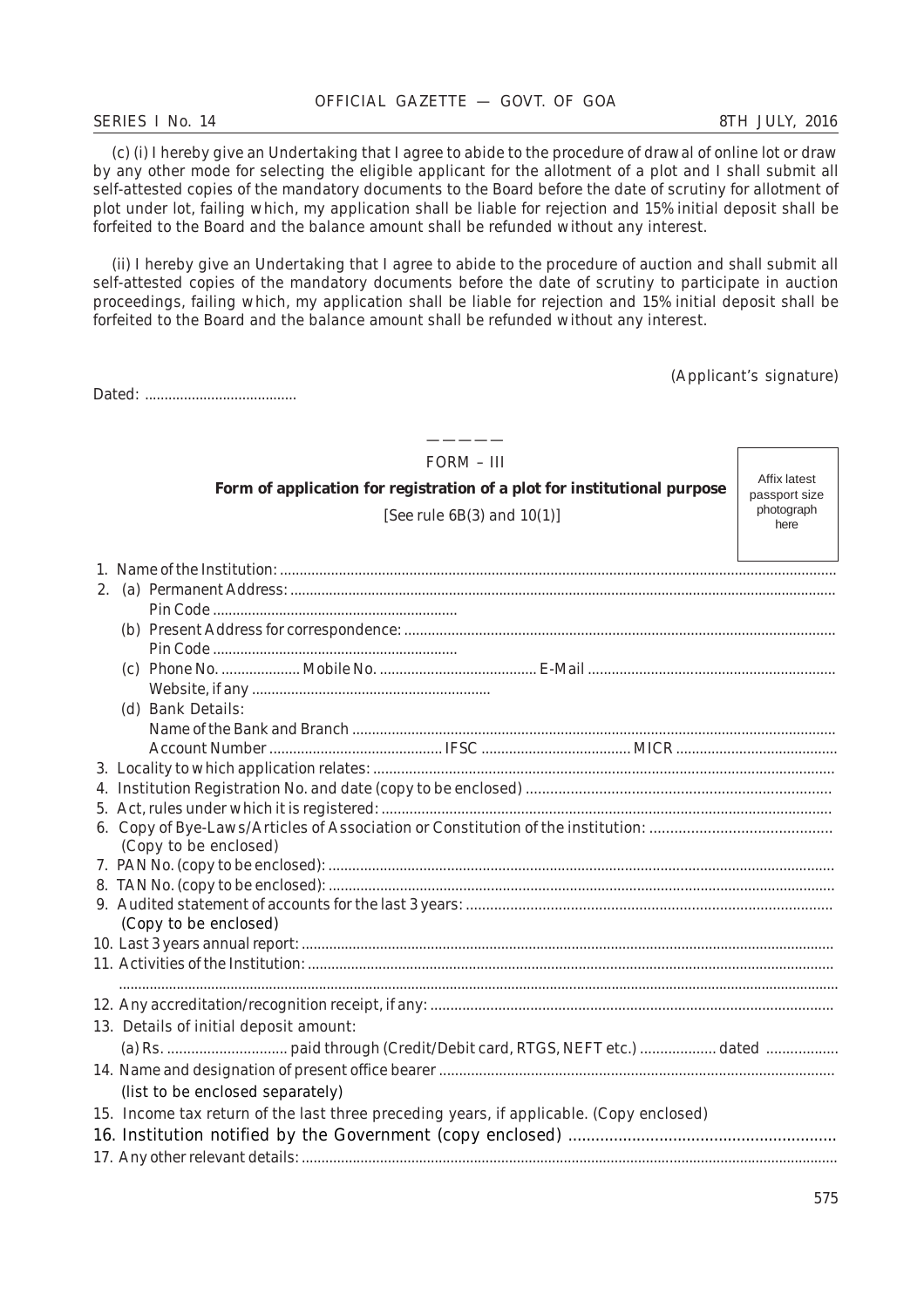(c) (i) I hereby give an Undertaking that I agree to abide to the procedure of drawal of online lot or draw by any other mode for selecting the eligible applicant for the allotment of a plot and I shall submit all self-attested copies of the mandatory documents to the Board before the date of scrutiny for allotment of plot under lot, failing which, my application shall be liable for rejection and 15% initial deposit shall be forfeited to the Board and the balance amount shall be refunded without any interest.

(ii) I hereby give an Undertaking that I agree to abide to the procedure of auction and shall submit all self-attested copies of the mandatory documents before the date of scrutiny to participate in auction proceedings, failing which, my application shall be liable for rejection and 15% initial deposit shall be forfeited to the Board and the balance amount shall be refunded without any interest.

(Applicant's signature)

Dated: .......................................

—————

FORM – III

**Form of application for registration of a plot for institutional purpose**

[See rule 6B(3) and 10(1)]

Affix latest passport size photograph here

1. Name of the Institution: ..........................................................................................................................................
2. (a) Permanent Address: .........................................................................................................................................
   Pin Code ..............................................................
   (b) Present Address for correspondence: .............................................................................................................
   Pin Code ..............................................................
   (c) Phone No. .................... Mobile No. ........................................ E-Mail ..............................................................
   Website, if any ............................................................
   (d) Bank Details:
   Name of the Bank and Branch ..........................................................................................................................
   Account Number ............................................ IFSC ...................................... MICR ........................................
3. Locality to which application relates: ....................................................................................................................
4. Institution Registration No. and date (copy to be enclosed) ...........................................................................
5. Act, rules under which it is registered: ..................................................................................................................
6. Copy of Bye-Laws/Articles of Association or Constitution of the institution: ............................................
   (Copy to be enclosed)
7. PAN No. (copy to be enclosed): ..............................................................................................................................
8. TAN No. (copy to be enclosed): ..............................................................................................................................
9. Audited statement of accounts for the last 3 years: .........................................................................................
   (Copy to be enclosed)
10. Last 3 years annual report: .....................................................................................................................................
11. Activities of the Institution: ....................................................................................................................................
    ..........................................................................................................................................................................
12. Any accreditation/recognition receipt, if any: ....................................................................................................
13. Details of initial deposit amount:
    (a) Rs. .............................. paid through (Credit/Debit card, RTGS, NEFT etc.) ................... dated ..................
14. Name and designation of present office bearer ..................................................................................................
    (list to be enclosed separately)
15. Income tax return of the last three preceding years, if applicable. (Copy enclosed)
16. Institution notified by the Government (copy enclosed) ..........................................................
17. Any other relevant details: ......................................................................................................................................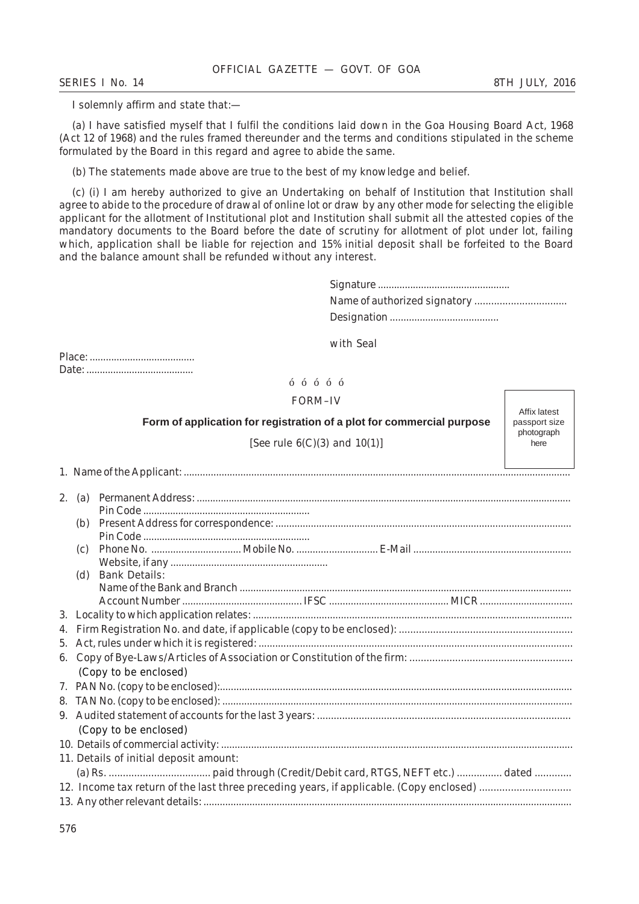I solemnly affirm and state that:—

(a) I have satisfied myself that I fulfil the conditions laid down in the Goa Housing Board Act, 1968 (Act 12 of 1968) and the rules framed thereunder and the terms and conditions stipulated in the scheme formulated by the Board in this regard and agree to abide the same.

(b) The statements made above are true to the best of my knowledge and belief.

(c) (i) I am hereby authorized to give an Undertaking on behalf of Institution that Institution shall agree to abide to the procedure of drawal of online lot or draw by any other mode for selecting the eligible applicant for the allotment of Institutional plot and Institution shall submit all the attested copies of the mandatory documents to the Board before the date of scrutiny for allotment of plot under lot, failing which, application shall be liable for rejection and 15% initial deposit shall be forfeited to the Board and the balance amount shall be refunded without any interest.

Signature ................................................
Name of authorized signatory ................................
Designation ........................................

with Seal

Place: .......................................
Date: .......................................

ó ó ó ó ó

FORM–IV

**Form of application for registration of a plot for commercial purpose**

[See rule 6(C)(3) and 10(1)]

Affix latest passport size photograph here

1. Name of the Applicant: ..........................................................................................................................

2. (a) Permanent Address: ..........................................................................................................................
   Pin Code ..............................................................
   (b) Present Address for correspondence: ..........................................................................................
   Pin Code ..............................................................
   (c) Phone No. ................................ Mobile No. .............................. E-Mail ..........................................
   Website, if any ..........................................................
   (d) Bank Details:
   Name of the Bank and Branch ..........................................................................................................
   Account Number ............................................ IFSC ............................................ MICR ..................................
3. Locality to which application relates: ..................................................................................................
4. Firm Registration No. and date, if applicable (copy to be enclosed): ............................................................
5. Act, rules under which it is registered: ..................................................................................................
6. Copy of Bye-Laws/Articles of Association or Constitution of the firm: ..........................................................
   (Copy to be enclosed)
7. PAN No. (copy to be enclosed):..........................................................................................................
8. TAN No. (copy to be enclosed): ..........................................................................................................
9. Audited statement of accounts for the last 3 years: ..........................................................................
   (Copy to be enclosed)
10. Details of commercial activity: ..........................................................................................................
11. Details of initial deposit amount:
    (a) Rs. .................................... paid through (Credit/Debit card, RTGS, NEFT etc.) ................ dated .............
12. Income tax return of the last three preceding years, if applicable. (Copy enclosed) ................................
13. Any other relevant details: ..........................................................................................................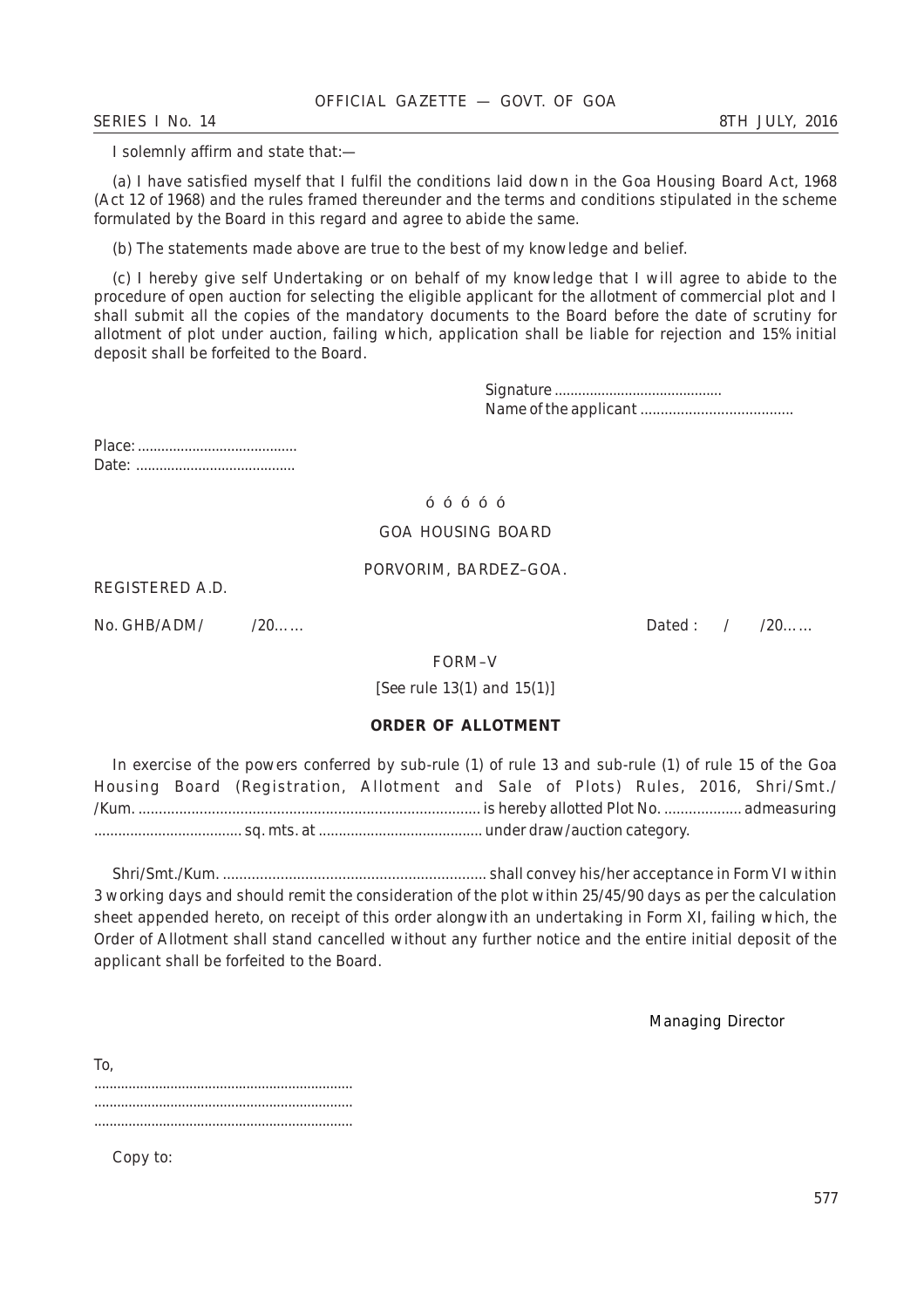I solemnly affirm and state that:—

(a) I have satisfied myself that I fulfil the conditions laid down in the Goa Housing Board Act, 1968 (Act 12 of 1968) and the rules framed thereunder and the terms and conditions stipulated in the scheme formulated by the Board in this regard and agree to abide the same.

(b) The statements made above are true to the best of my knowledge and belief.

(c) I hereby give self Undertaking or on behalf of my knowledge that I will agree to abide to the procedure of open auction for selecting the eligible applicant for the allotment of commercial plot and I shall submit all the copies of the mandatory documents to the Board before the date of scrutiny for allotment of plot under auction, failing which, application shall be liable for rejection and 15% initial deposit shall be forfeited to the Board.

Signature ..........................................
Name of the applicant ......................................

Place: ........................................
Date: ........................................

ó ó ó ó ó

GOA HOUSING BOARD

PORVORIM, BARDEZ–GOA.

REGISTERED A.D.

No. GHB/ADM/ /20…… Dated : / /20……

FORM–V

[See rule 13(1) and 15(1)]

**ORDER OF ALLOTMENT**

In exercise of the powers conferred by sub-rule (1) of rule 13 and sub-rule (1) of rule 15 of the Goa Housing Board (Registration, Allotment and Sale of Plots) Rules, 2016, Shri/Smt./ /Kum. .................................................................................... is hereby allotted Plot No. ................... admeasuring .................................... sq. mts. at ........................................ under draw/auction category.

Shri/Smt./Kum. ................................................................ shall convey his/her acceptance in Form VI within 3 working days and should remit the consideration of the plot within 25/45/90 days as per the calculation sheet appended hereto, on receipt of this order alongwith an undertaking in Form XI, failing which, the Order of Allotment shall stand cancelled without any further notice and the entire initial deposit of the applicant shall be forfeited to the Board.

Managing Director

To,
..................................................................
..................................................................
..................................................................

Copy to: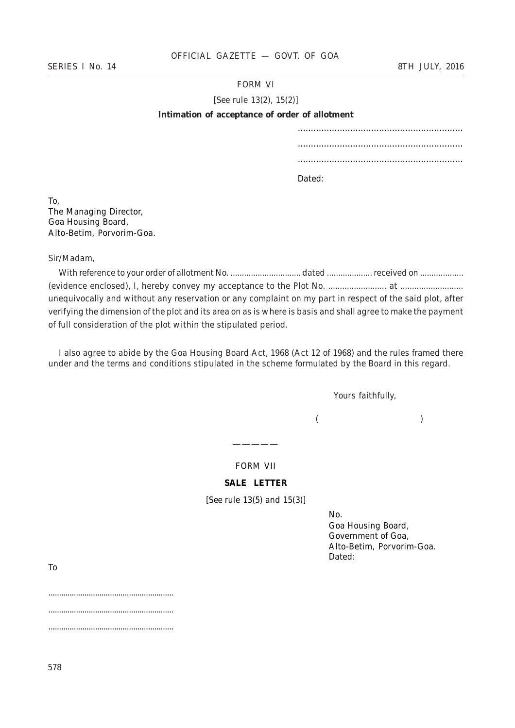FORM VI

[See rule 13(2), 15(2)]

**Intimation of acceptance of order of allotment**

...............................................................

...............................................................

...............................................................

Dated:

To,
The Managing Director,
Goa Housing Board,
Alto-Betim, Porvorim-Goa.

Sir/Madam,

With reference to your order of allotment No. ............................... dated .................... received on .................. (evidence enclosed), I, hereby convey my acceptance to the Plot No. ......................... at ........................... unequivocally and without any reservation or any complaint on my part in respect of the said plot, after verifying the dimension of the plot and its area on as is where is basis and shall agree to make the payment of full consideration of the plot within the stipulated period.

I also agree to abide by the Goa Housing Board Act, 1968 (Act 12 of 1968) and the rules framed there under and the terms and conditions stipulated in the scheme formulated by the Board in this regard.

Yours faithfully,

(                              )

————

FORM VII

**SALE LETTER**

[See rule 13(5) and 15(3)]

No.
Goa Housing Board,
Government of Goa,
Alto-Betim, Porvorim-Goa.
Dated:

To

..........................................................

..........................................................

..........................................................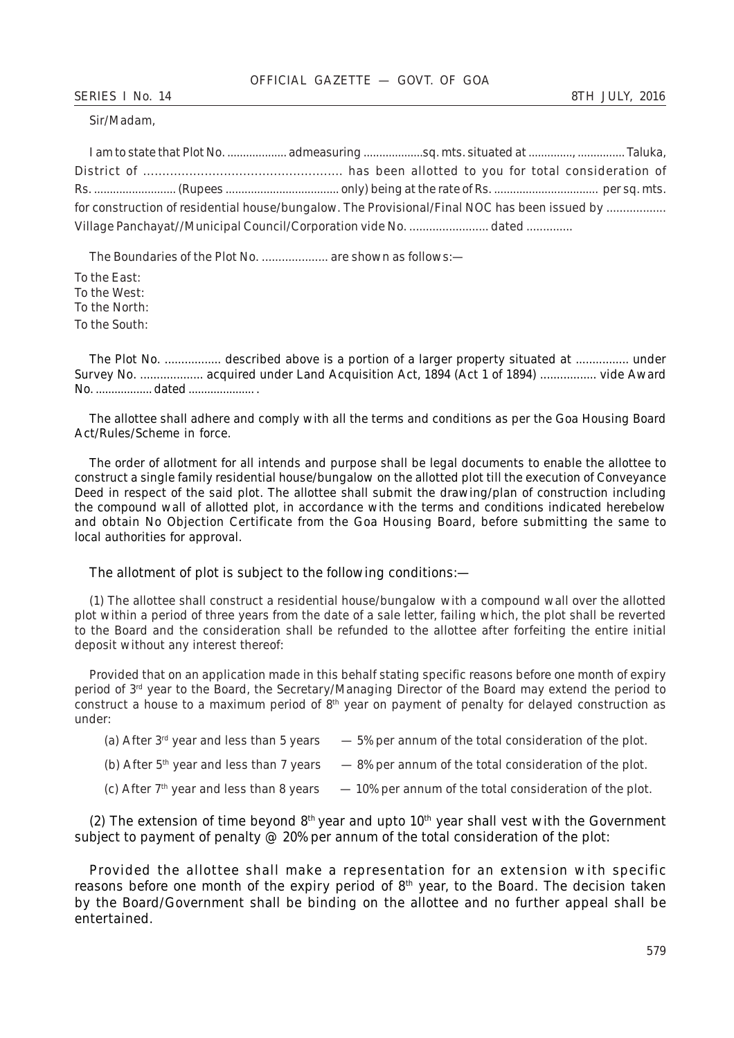Sir/Madam,

I am to state that Plot No. ................... admeasuring ...................sq. mts. situated at .............., ............... Taluka, District of .................................................... has been allotted to you for total consideration of Rs. .......................... (Rupees .................................... only) being at the rate of Rs. ................................. per sq. mts. for construction of residential house/bungalow. The Provisional/Final NOC has been issued by .................. Village Panchayat//Municipal Council/Corporation vide No. ........................ dated ..............

The Boundaries of the Plot No. .................... are shown as follows:—

To the East:
To the West:
To the North:
To the South:

The Plot No. ................. described above is a portion of a larger property situated at ................ under Survey No. ................... acquired under Land Acquisition Act, 1894 (Act 1 of 1894) ................. vide Award No. .................. dated ..................... .

The allottee shall adhere and comply with all the terms and conditions as per the Goa Housing Board Act/Rules/Scheme in force.

The order of allotment for all intends and purpose shall be legal documents to enable the allottee to construct a single family residential house/bungalow on the allotted plot till the execution of Conveyance Deed in respect of the said plot. The allottee shall submit the drawing/plan of construction including the compound wall of allotted plot, in accordance with the terms and conditions indicated herebelow and obtain No Objection Certificate from the Goa Housing Board, before submitting the same to local authorities for approval.

The allotment of plot is subject to the following conditions:—

(1) The allottee shall construct a residential house/bungalow with a compound wall over the allotted plot within a period of three years from the date of a sale letter, failing which, the plot shall be reverted to the Board and the consideration shall be refunded to the allottee after forfeiting the entire initial deposit without any interest thereof:

Provided that on an application made in this behalf stating specific reasons before one month of expiry period of 3rd year to the Board, the Secretary/Managing Director of the Board may extend the period to construct a house to a maximum period of 8th year on payment of penalty for delayed construction as under:

(a) After 3rd year and less than 5 years — 5% per annum of the total consideration of the plot.

(b) After 5th year and less than 7 years — 8% per annum of the total consideration of the plot.

(c) After 7th year and less than 8 years — 10% per annum of the total consideration of the plot.

(2) The extension of time beyond 8th year and upto 10th year shall vest with the Government subject to payment of penalty @ 20% per annum of the total consideration of the plot:

Provided the allottee shall make a representation for an extension with specific reasons before one month of the expiry period of 8th year, to the Board. The decision taken by the Board/Government shall be binding on the allottee and no further appeal shall be entertained.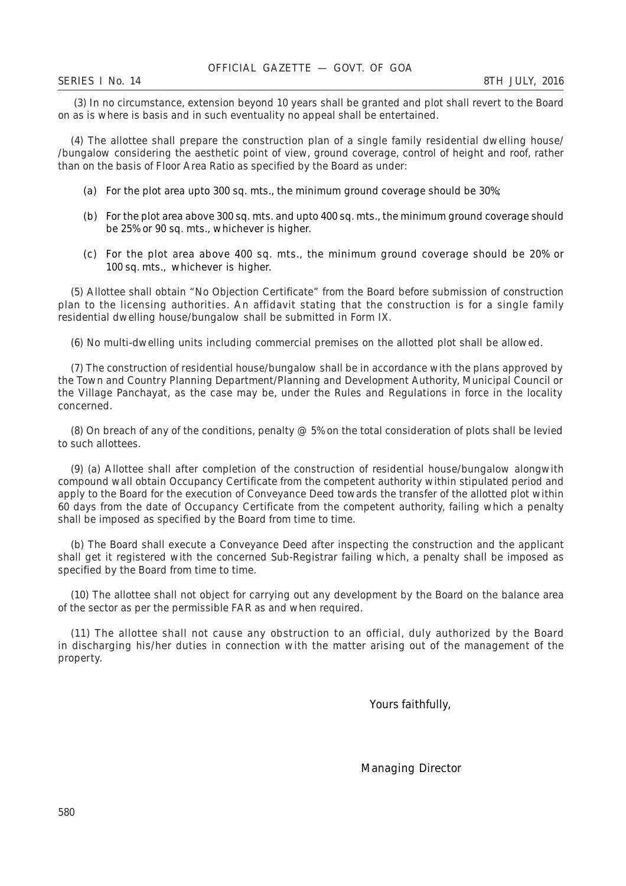(3) In no circumstance, extension beyond 10 years shall be granted and plot shall revert to the Board on as is where is basis and in such eventuality no appeal shall be entertained.

(4) The allottee shall prepare the construction plan of a single family residential dwelling house/ /bungalow considering the aesthetic point of view, ground coverage, control of height and roof, rather than on the basis of Floor Area Ratio as specified by the Board as under:

(a) For the plot area upto 300 sq. mts., the minimum ground coverage should be 30%;

(b) For the plot area above 300 sq. mts. and upto 400 sq. mts., the minimum ground coverage should be 25% or 90 sq. mts., whichever is higher.

(c) For the plot area above 400 sq. mts., the minimum ground coverage should be 20% or 100 sq. mts., whichever is higher.

(5) Allottee shall obtain "No Objection Certificate" from the Board before submission of construction plan to the licensing authorities. An affidavit stating that the construction is for a single family residential dwelling house/bungalow shall be submitted in Form IX.

(6) No multi-dwelling units including commercial premises on the allotted plot shall be allowed.

(7) The construction of residential house/bungalow shall be in accordance with the plans approved by the Town and Country Planning Department/Planning and Development Authority, Municipal Council or the Village Panchayat, as the case may be, under the Rules and Regulations in force in the locality concerned.

(8) On breach of any of the conditions, penalty @ 5% on the total consideration of plots shall be levied to such allottees.

(9) (a) Allottee shall after completion of the construction of residential house/bungalow alongwith compound wall obtain Occupancy Certificate from the competent authority within stipulated period and apply to the Board for the execution of Conveyance Deed towards the transfer of the allotted plot within 60 days from the date of Occupancy Certificate from the competent authority, failing which a penalty shall be imposed as specified by the Board from time to time.

(b) The Board shall execute a Conveyance Deed after inspecting the construction and the applicant shall get it registered with the concerned Sub-Registrar failing which, a penalty shall be imposed as specified by the Board from time to time.

(10) The allottee shall not object for carrying out any development by the Board on the balance area of the sector as per the permissible FAR as and when required.

(11) The allottee shall not cause any obstruction to an official, duly authorized by the Board in discharging his/her duties in connection with the matter arising out of the management of the property.

Yours faithfully,

Managing Director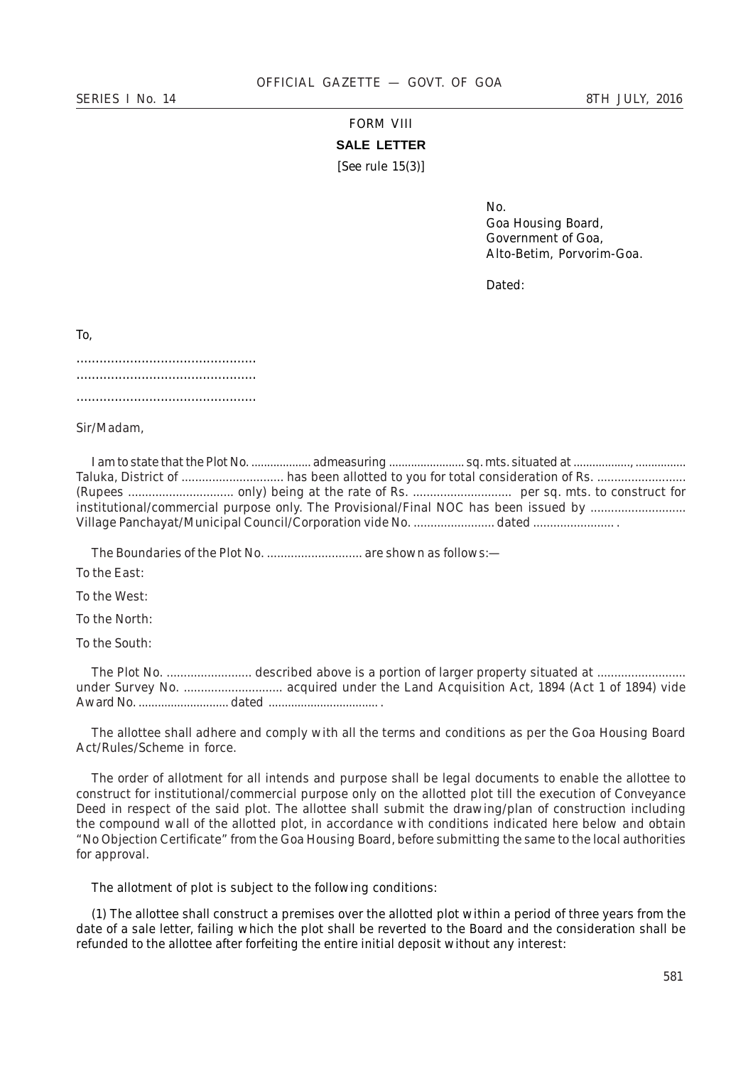FORM VIII

**SALE LETTER**

[See rule 15(3)]

No.
Goa Housing Board,
Government of Goa,
Alto-Betim, Porvorim-Goa.

Dated:

To,

...............................................
...............................................
...............................................

Sir/Madam,

I am to state that the Plot No. ................... admeasuring ........................ sq. mts. situated at .................., ................ Taluka, District of .............................. has been allotted to you for total consideration of Rs. .......................... (Rupees ............................... only) being at the rate of Rs. ............................. per sq. mts. to construct for institutional/commercial purpose only. The Provisional/Final NOC has been issued by ............................ Village Panchayat/Municipal Council/Corporation vide No. ......................... dated ......................... .

The Boundaries of the Plot No. ............................ are shown as follows:—

To the East:

To the West:

To the North:

To the South:

The Plot No. .......................... described above is a portion of larger property situated at .......................... under Survey No. ............................. acquired under the Land Acquisition Act, 1894 (Act 1 of 1894) vide Award No. ............................ dated .................................. .

The allottee shall adhere and comply with all the terms and conditions as per the Goa Housing Board Act/Rules/Scheme in force.

The order of allotment for all intends and purpose shall be legal documents to enable the allottee to construct for institutional/commercial purpose only on the allotted plot till the execution of Conveyance Deed in respect of the said plot. The allottee shall submit the drawing/plan of construction including the compound wall of the allotted plot, in accordance with conditions indicated here below and obtain "No Objection Certificate" from the Goa Housing Board, before submitting the same to the local authorities for approval.

The allotment of plot is subject to the following conditions:

(1) The allottee shall construct a premises over the allotted plot within a period of three years from the date of a sale letter, failing which the plot shall be reverted to the Board and the consideration shall be refunded to the allottee after forfeiting the entire initial deposit without any interest: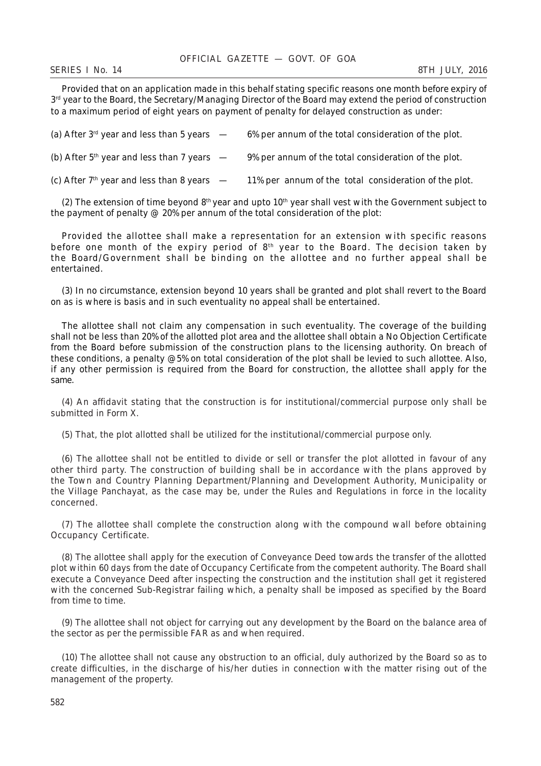Provided that on an application made in this behalf stating specific reasons one month before expiry of 3rd year to the Board, the Secretary/Managing Director of the Board may extend the period of construction to a maximum period of eight years on payment of penalty for delayed construction as under:

(a) After 3rd year and less than 5 years — 6% per annum of the total consideration of the plot.

(b) After 5th year and less than 7 years — 9% per annum of the total consideration of the plot.

(c) After 7th year and less than 8 years — 11% per annum of the total consideration of the plot.

(2) The extension of time beyond 8th year and upto 10th year shall vest with the Government subject to the payment of penalty @ 20% per annum of the total consideration of the plot:

Provided the allottee shall make a representation for an extension with specific reasons before one month of the expiry period of 8th year to the Board. The decision taken by the Board/Government shall be binding on the allottee and no further appeal shall be entertained.

(3) In no circumstance, extension beyond 10 years shall be granted and plot shall revert to the Board on as is where is basis and in such eventuality no appeal shall be entertained.

The allottee shall not claim any compensation in such eventuality. The coverage of the building shall not be less than 20% of the allotted plot area and the allottee shall obtain a No Objection Certificate from the Board before submission of the construction plans to the licensing authority. On breach of these conditions, a penalty @ 5% on total consideration of the plot shall be levied to such allottee. Also, if any other permission is required from the Board for construction, the allottee shall apply for the same.

(4) An affidavit stating that the construction is for institutional/commercial purpose only shall be submitted in Form X.

(5) That, the plot allotted shall be utilized for the institutional/commercial purpose only.

(6) The allottee shall not be entitled to divide or sell or transfer the plot allotted in favour of any other third party. The construction of building shall be in accordance with the plans approved by the Town and Country Planning Department/Planning and Development Authority, Municipality or the Village Panchayat, as the case may be, under the Rules and Regulations in force in the locality concerned.

(7) The allottee shall complete the construction along with the compound wall before obtaining Occupancy Certificate.

(8) The allottee shall apply for the execution of Conveyance Deed towards the transfer of the allotted plot within 60 days from the date of Occupancy Certificate from the competent authority. The Board shall execute a Conveyance Deed after inspecting the construction and the institution shall get it registered with the concerned Sub-Registrar failing which, a penalty shall be imposed as specified by the Board from time to time.

(9) The allottee shall not object for carrying out any development by the Board on the balance area of the sector as per the permissible FAR as and when required.

(10) The allottee shall not cause any obstruction to an official, duly authorized by the Board so as to create difficulties, in the discharge of his/her duties in connection with the matter rising out of the management of the property.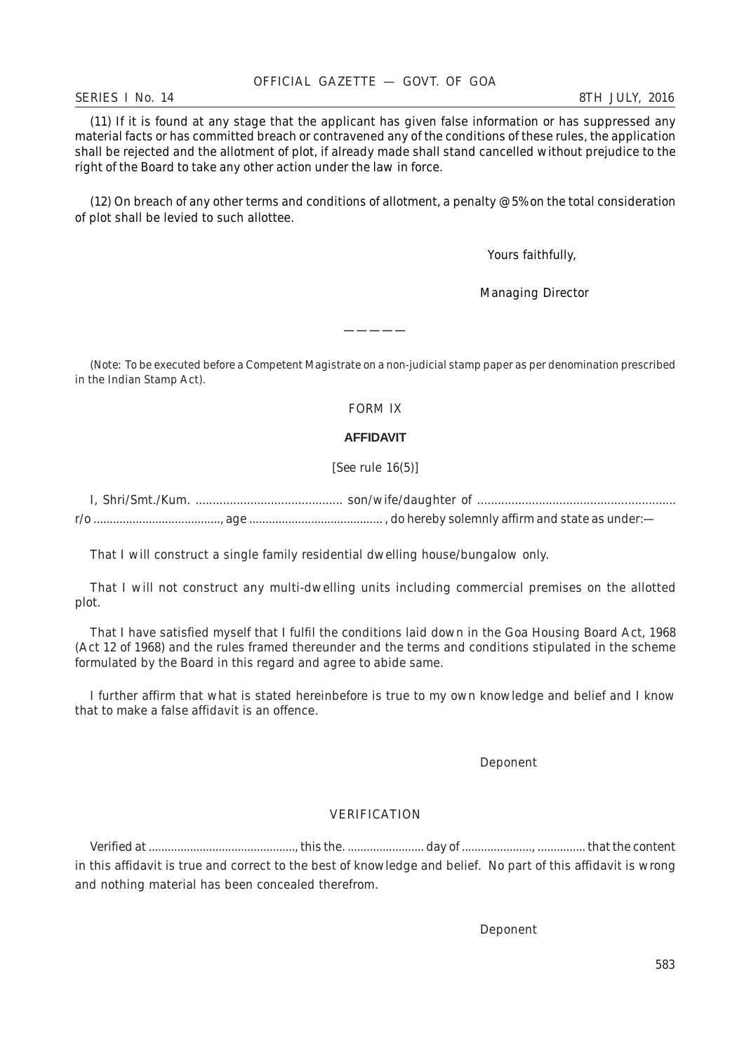(11) If it is found at any stage that the applicant has given false information or has suppressed any material facts or has committed breach or contravened any of the conditions of these rules, the application shall be rejected and the allotment of plot, if already made shall stand cancelled without prejudice to the right of the Board to take any other action under the law in force.

(12) On breach of any other terms and conditions of allotment, a penalty @ 5% on the total consideration of plot shall be levied to such allottee.

Yours faithfully,

Managing Director

———————

(Note: To be executed before a Competent Magistrate on a non-judicial stamp paper as per denomination prescribed in the Indian Stamp Act).

FORM IX

**AFFIDAVIT**

[See rule 16(5)]

I, Shri/Smt./Kum. ........................................... son/wife/daughter of ......................................................... r/o ......................................., age ......................................... , do hereby solemnly affirm and state as under:—

That I will construct a single family residential dwelling house/bungalow only.

That I will not construct any multi-dwelling units including commercial premises on the allotted plot.

That I have satisfied myself that I fulfil the conditions laid down in the Goa Housing Board Act, 1968 (Act 12 of 1968) and the rules framed thereunder and the terms and conditions stipulated in the scheme formulated by the Board in this regard and agree to abide same.

I further affirm that what is stated hereinbefore is true to my own knowledge and belief and I know that to make a false affidavit is an offence.

Deponent

VERIFICATION

Verified at ............................................., this the. ........................ day of ......................, ............... that the content in this affidavit is true and correct to the best of knowledge and belief. No part of this affidavit is wrong and nothing material has been concealed therefrom.

Deponent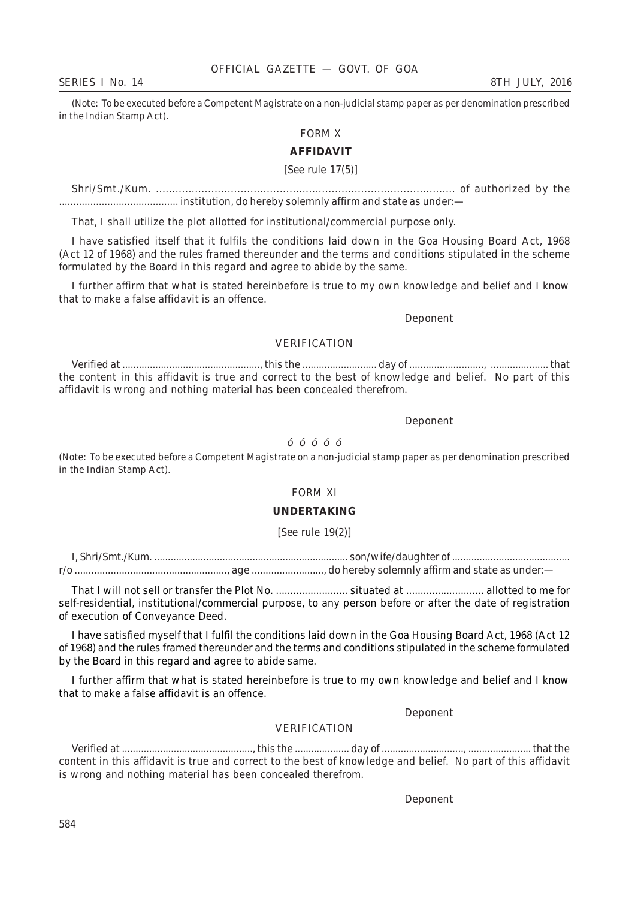(Note: To be executed before a Competent Magistrate on a non-judicial stamp paper as per denomination prescribed in the Indian Stamp Act).

FORM X

**AFFIDAVIT**

[See rule 17(5)]

Shri/Smt./Kum. ............................................................................................. of authorized by the .......................................... institution, do hereby solemnly affirm and state as under:—

That, I shall utilize the plot allotted for institutional/commercial purpose only.

I have satisfied itself that it fulfils the conditions laid down in the Goa Housing Board Act, 1968 (Act 12 of 1968) and the rules framed thereunder and the terms and conditions stipulated in the scheme formulated by the Board in this regard and agree to abide by the same.

I further affirm that what is stated hereinbefore is true to my own knowledge and belief and I know that to make a false affidavit is an offence.

Deponent

VERIFICATION

Verified at ..................................................., this the ........................... day of ............................, ..................... that the content in this affidavit is true and correct to the best of knowledge and belief. No part of this affidavit is wrong and nothing material has been concealed therefrom.

Deponent

ó ó ó ó ó

(Note: To be executed before a Competent Magistrate on a non-judicial stamp paper as per denomination prescribed in the Indian Stamp Act).

FORM XI

**UNDERTAKING**

[See rule 19(2)]

I, Shri/Smt./Kum. ...................................................................... son/wife/daughter of .......................................... r/o ......................................................, age .........................., do hereby solemnly affirm and state as under:—

That I will not sell or transfer the Plot No. ......................... situated at ........................... allotted to me for self-residential, institutional/commercial purpose, to any person before or after the date of registration of execution of Conveyance Deed.

I have satisfied myself that I fulfil the conditions laid down in the Goa Housing Board Act, 1968 (Act 12 of 1968) and the rules framed thereunder and the terms and conditions stipulated in the scheme formulated by the Board in this regard and agree to abide same.

I further affirm that what is stated hereinbefore is true to my own knowledge and belief and I know that to make a false affidavit is an offence.

Deponent

VERIFICATION

Verified at ................................................, this the .................... day of .............................., ....................... that the content in this affidavit is true and correct to the best of knowledge and belief. No part of this affidavit is wrong and nothing material has been concealed therefrom.

Deponent